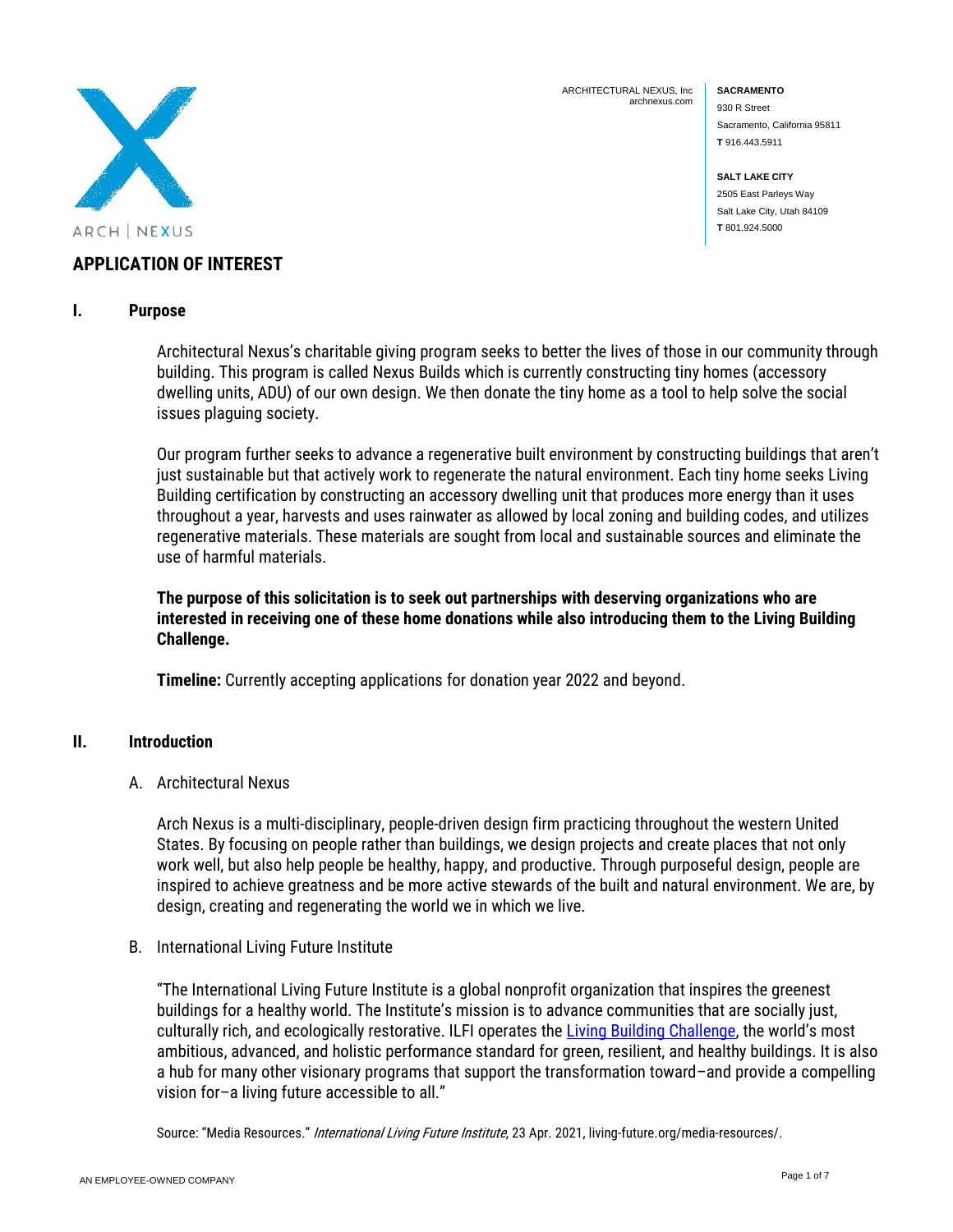ARCHITECTURAL NEXUS, Inc
archnexus.com

**SACRAMENTO**
930 R Street
Sacramento, California 95811
**T** 916.443.5911

**SALT LAKE CITY**
2505 East Parleys Way
Salt Lake City, Utah 84109
**T** 801.924.5000

# APPLICATION OF INTEREST

## I. Purpose

Architectural Nexus's charitable giving program seeks to better the lives of those in our community through building. This program is called Nexus Builds which is currently constructing tiny homes (accessory dwelling units, ADU) of our own design. We then donate the tiny home as a tool to help solve the social issues plaguing society.

Our program further seeks to advance a regenerative built environment by constructing buildings that aren't just sustainable but that actively work to regenerate the natural environment. Each tiny home seeks Living Building certification by constructing an accessory dwelling unit that produces more energy than it uses throughout a year, harvests and uses rainwater as allowed by local zoning and building codes, and utilizes regenerative materials. These materials are sought from local and sustainable sources and eliminate the use of harmful materials.

**The purpose of this solicitation is to seek out partnerships with deserving organizations who are interested in receiving one of these home donations while also introducing them to the Living Building Challenge.**

**Timeline:** Currently accepting applications for donation year 2022 and beyond.

## II. Introduction

### A. Architectural Nexus

Arch Nexus is a multi-disciplinary, people-driven design firm practicing throughout the western United States. By focusing on people rather than buildings, we design projects and create places that not only work well, but also help people be healthy, happy, and productive. Through purposeful design, people are inspired to achieve greatness and be more active stewards of the built and natural environment. We are, by design, creating and regenerating the world we in which we live.

### B. International Living Future Institute

"The International Living Future Institute is a global nonprofit organization that inspires the greenest buildings for a healthy world. The Institute's mission is to advance communities that are socially just, culturally rich, and ecologically restorative. ILFI operates the Living Building Challenge, the world's most ambitious, advanced, and holistic performance standard for green, resilient, and healthy buildings. It is also a hub for many other visionary programs that support the transformation toward–and provide a compelling vision for–a living future accessible to all."

Source: "Media Resources." *International Living Future Institute*, 23 Apr. 2021, living-future.org/media-resources/.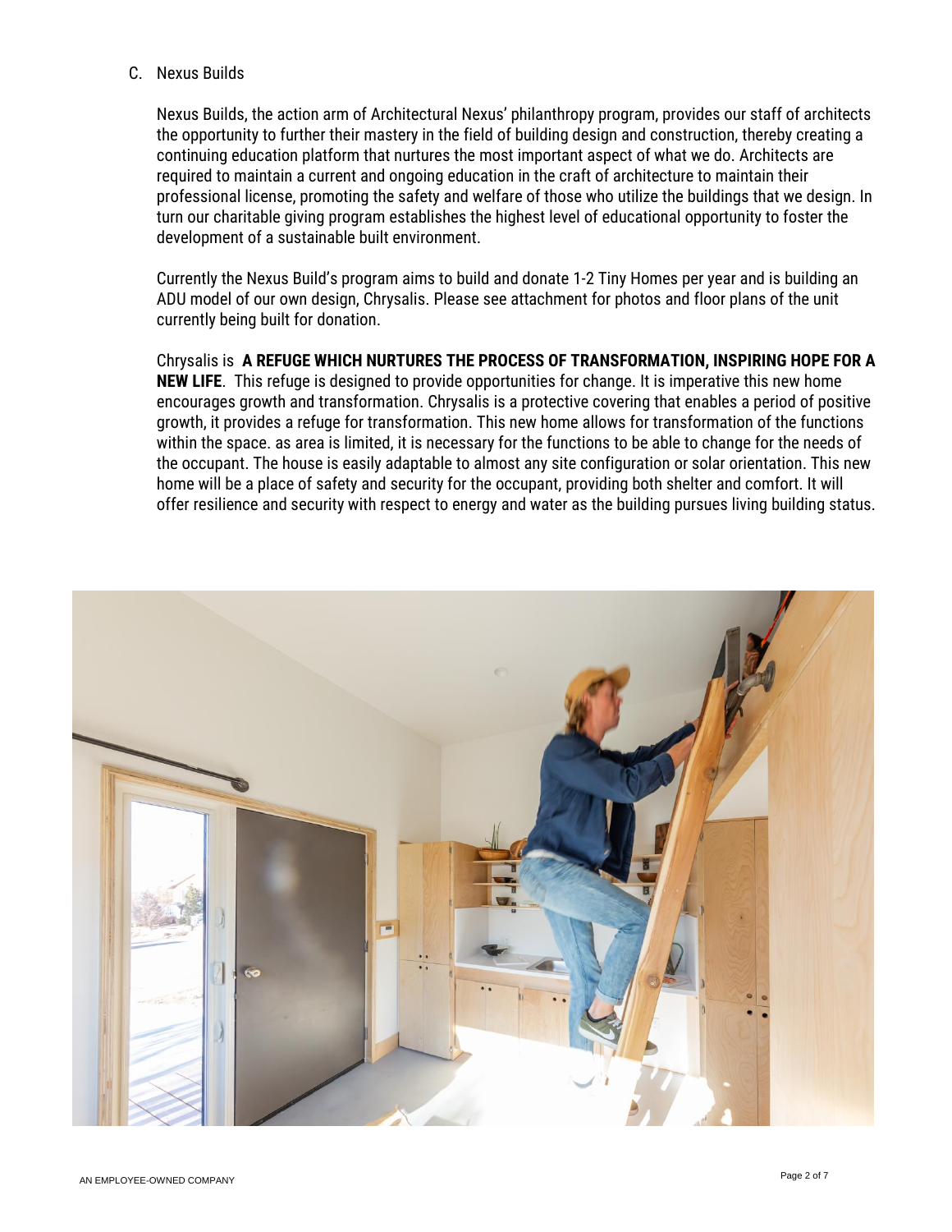C. Nexus Builds

Nexus Builds, the action arm of Architectural Nexus' philanthropy program, provides our staff of architects the opportunity to further their mastery in the field of building design and construction, thereby creating a continuing education platform that nurtures the most important aspect of what we do. Architects are required to maintain a current and ongoing education in the craft of architecture to maintain their professional license, promoting the safety and welfare of those who utilize the buildings that we design. In turn our charitable giving program establishes the highest level of educational opportunity to foster the development of a sustainable built environment.

Currently the Nexus Build's program aims to build and donate 1-2 Tiny Homes per year and is building an ADU model of our own design, Chrysalis. Please see attachment for photos and floor plans of the unit currently being built for donation.

Chrysalis is **A REFUGE WHICH NURTURES THE PROCESS OF TRANSFORMATION, INSPIRING HOPE FOR A NEW LIFE**. This refuge is designed to provide opportunities for change. It is imperative this new home encourages growth and transformation. Chrysalis is a protective covering that enables a period of positive growth, it provides a refuge for transformation. This new home allows for transformation of the functions within the space. as area is limited, it is necessary for the functions to be able to change for the needs of the occupant. The house is easily adaptable to almost any site configuration or solar orientation. This new home will be a place of safety and security for the occupant, providing both shelter and comfort. It will offer resilience and security with respect to energy and water as the building pursues living building status.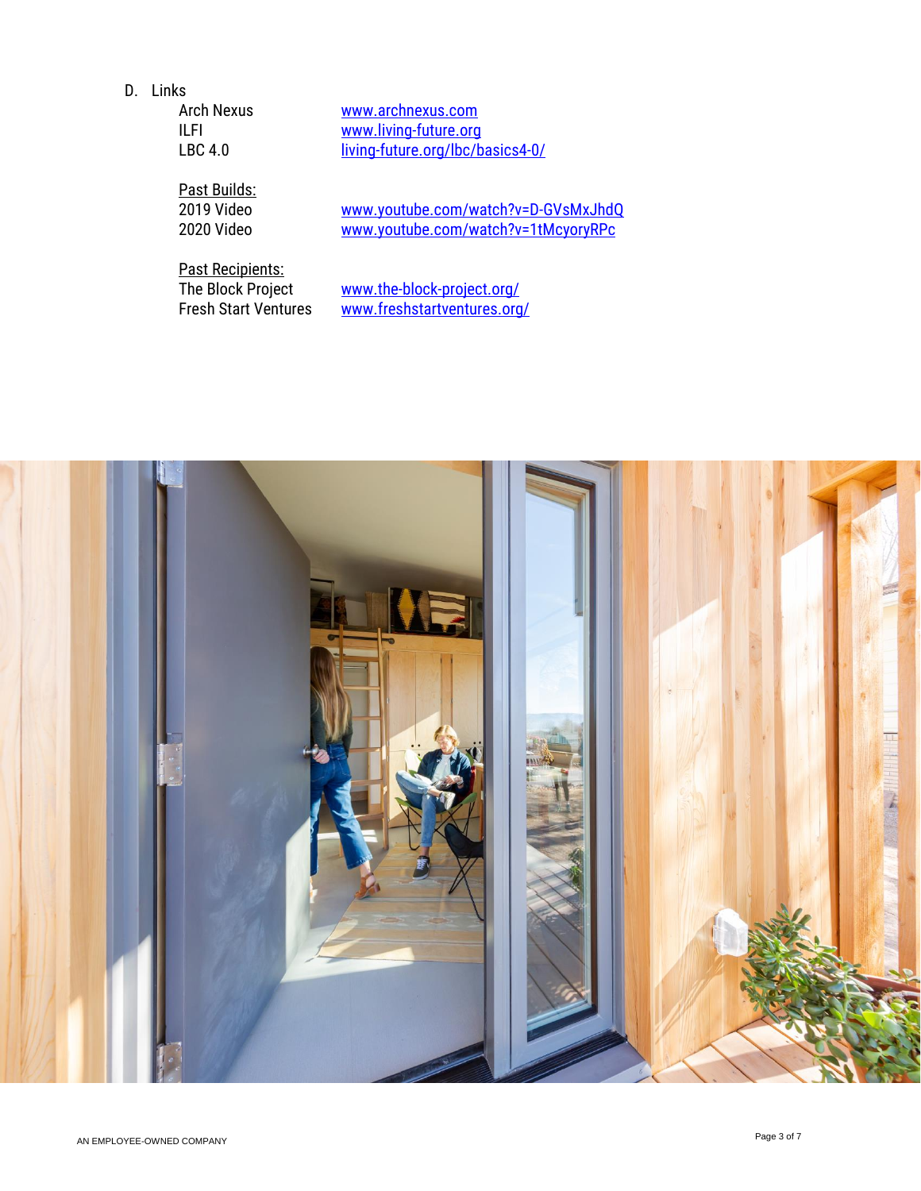D. Links

| | |
|---|---|
| Arch Nexus | www.archnexus.com |
| ILFI | www.living-future.org |
| LBC 4.0 | living-future.org/lbc/basics4-0/ |

<u>Past Builds:</u>

| | |
|---|---|
| 2019 Video | www.youtube.com/watch?v=D-GVsMxJhdQ |
| 2020 Video | www.youtube.com/watch?v=1tMcyoryRPc |

<u>Past Recipients:</u>

| | |
|---|---|
| The Block Project | www.the-block-project.org/ |
| Fresh Start Ventures | www.freshstartventures.org/ |

AN EMPLOYEE-OWNED COMPANY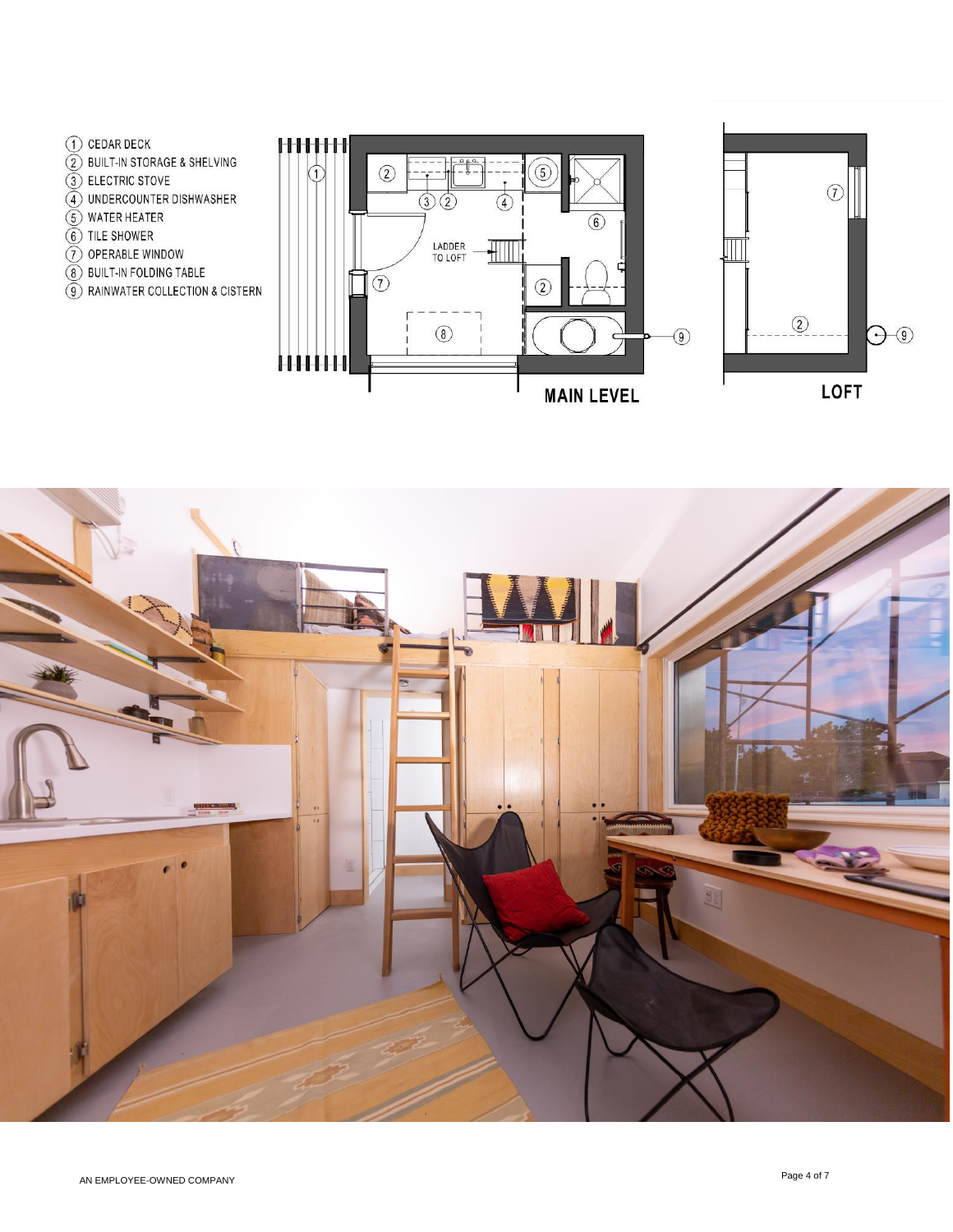1. CEDAR DECK
2. BUILT-IN STORAGE & SHELVING
3. ELECTRIC STOVE
4. UNDERCOUNTER DISHWASHER
5. WATER HEATER
6. TILE SHOWER
7. OPERABLE WINDOW
8. BUILT-IN FOLDING TABLE
9. RAINWATER COLLECTION & CISTERN

LADDER TO LOFT

MAIN LEVEL

LOFT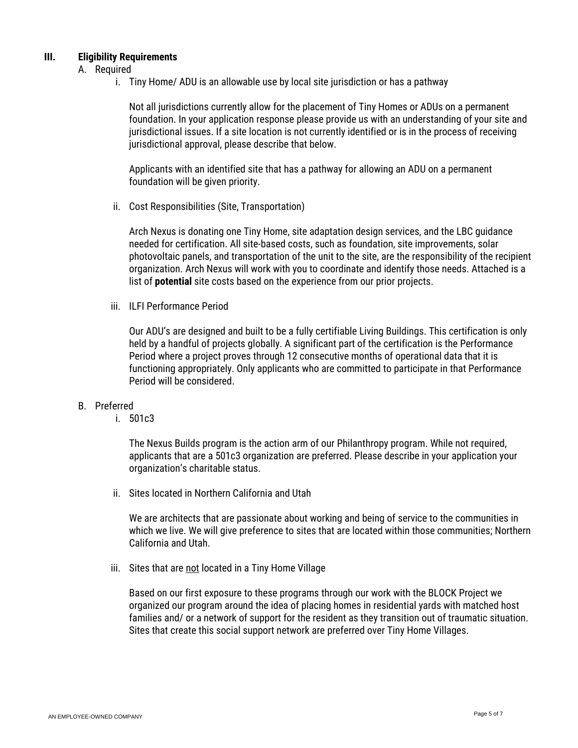## III. Eligibility Requirements

A. Required

i. Tiny Home/ ADU is an allowable use by local site jurisdiction or has a pathway

Not all jurisdictions currently allow for the placement of Tiny Homes or ADUs on a permanent foundation. In your application response please provide us with an understanding of your site and jurisdictional issues. If a site location is not currently identified or is in the process of receiving jurisdictional approval, please describe that below.

Applicants with an identified site that has a pathway for allowing an ADU on a permanent foundation will be given priority.

ii. Cost Responsibilities (Site, Transportation)

Arch Nexus is donating one Tiny Home, site adaptation design services, and the LBC guidance needed for certification. All site-based costs, such as foundation, site improvements, solar photovoltaic panels, and transportation of the unit to the site, are the responsibility of the recipient organization. Arch Nexus will work with you to coordinate and identify those needs. Attached is a list of **potential** site costs based on the experience from our prior projects.

iii. ILFI Performance Period

Our ADU's are designed and built to be a fully certifiable Living Buildings. This certification is only held by a handful of projects globally. A significant part of the certification is the Performance Period where a project proves through 12 consecutive months of operational data that it is functioning appropriately. Only applicants who are committed to participate in that Performance Period will be considered.

B. Preferred

i. 501c3

The Nexus Builds program is the action arm of our Philanthropy program. While not required, applicants that are a 501c3 organization are preferred. Please describe in your application your organization's charitable status.

ii. Sites located in Northern California and Utah

We are architects that are passionate about working and being of service to the communities in which we live. We will give preference to sites that are located within those communities; Northern California and Utah.

iii. Sites that are <u>not</u> located in a Tiny Home Village

Based on our first exposure to these programs through our work with the BLOCK Project we organized our program around the idea of placing homes in residential yards with matched host families and/ or a network of support for the resident as they transition out of traumatic situation. Sites that create this social support network are preferred over Tiny Home Villages.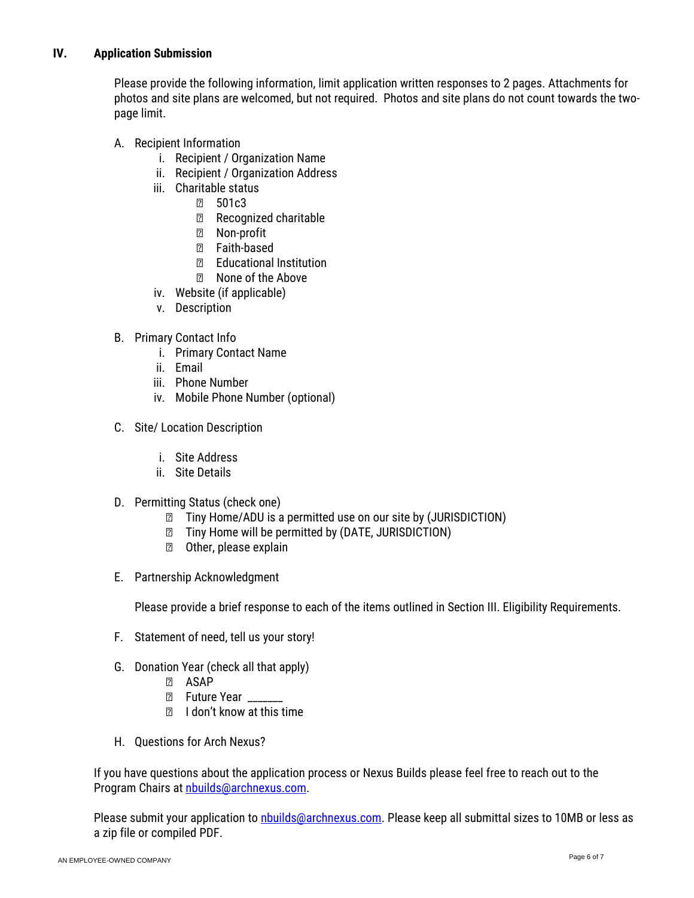## IV. Application Submission

Please provide the following information, limit application written responses to 2 pages. Attachments for photos and site plans are welcomed, but not required. Photos and site plans do not count towards the two-page limit.

A. Recipient Information
   i. Recipient / Organization Name
   ii. Recipient / Organization Address
   iii. Charitable status
      - ☐ 501c3
      - ☐ Recognized charitable
      - ☐ Non-profit
      - ☐ Faith-based
      - ☐ Educational Institution
      - ☐ None of the Above
   iv. Website (if applicable)
   v. Description

B. Primary Contact Info
   i. Primary Contact Name
   ii. Email
   iii. Phone Number
   iv. Mobile Phone Number (optional)

C. Site/ Location Description
   i. Site Address
   ii. Site Details

D. Permitting Status (check one)
   - ☐ Tiny Home/ADU is a permitted use on our site by (JURISDICTION)
   - ☐ Tiny Home will be permitted by (DATE, JURISDICTION)
   - ☐ Other, please explain

E. Partnership Acknowledgment

   Please provide a brief response to each of the items outlined in Section III. Eligibility Requirements.

F. Statement of need, tell us your story!

G. Donation Year (check all that apply)
   - ☐ ASAP
   - ☐ Future Year _______
   - ☐ I don't know at this time

H. Questions for Arch Nexus?

If you have questions about the application process or Nexus Builds please feel free to reach out to the Program Chairs at nbuilds@archnexus.com.

Please submit your application to nbuilds@archnexus.com. Please keep all submittal sizes to 10MB or less as a zip file or compiled PDF.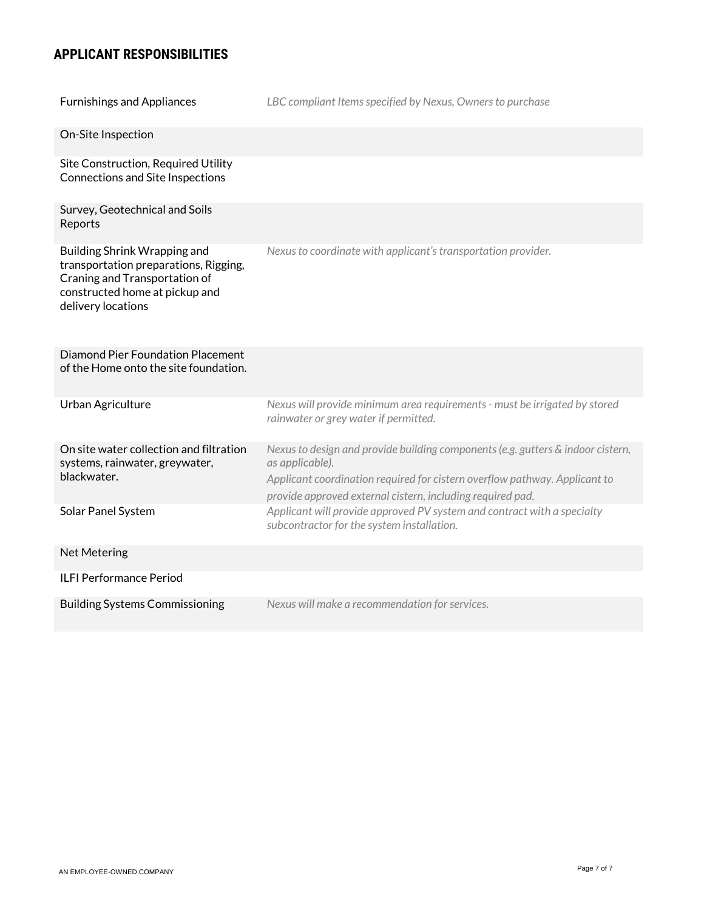## APPLICANT RESPONSIBILITIES

| | |
|---|---|
| Furnishings and Appliances | *LBC compliant Items specified by Nexus, Owners to purchase* |
| On-Site Inspection | |
| Site Construction, Required Utility Connections and Site Inspections | |
| Survey, Geotechnical and Soils Reports | |
| Building Shrink Wrapping and transportation preparations, Rigging, Craning and Transportation of constructed home at pickup and delivery locations | *Nexus to coordinate with applicant's transportation provider.* |
| Diamond Pier Foundation Placement of the Home onto the site foundation. | |
| Urban Agriculture | *Nexus will provide minimum area requirements - must be irrigated by stored rainwater or grey water if permitted.* |
| On site water collection and filtration systems, rainwater, greywater, blackwater. | *Nexus to design and provide building components (e.g. gutters & indoor cistern, as applicable).* *Applicant coordination required for cistern overflow pathway. Applicant to provide approved external cistern, including required pad.* |
| Solar Panel System | *Applicant will provide approved PV system and contract with a specialty subcontractor for the system installation.* |
| Net Metering | |
| ILFI Performance Period | |
| Building Systems Commissioning | *Nexus will make a recommendation for services.* |

AN EMPLOYEE-OWNED COMPANY